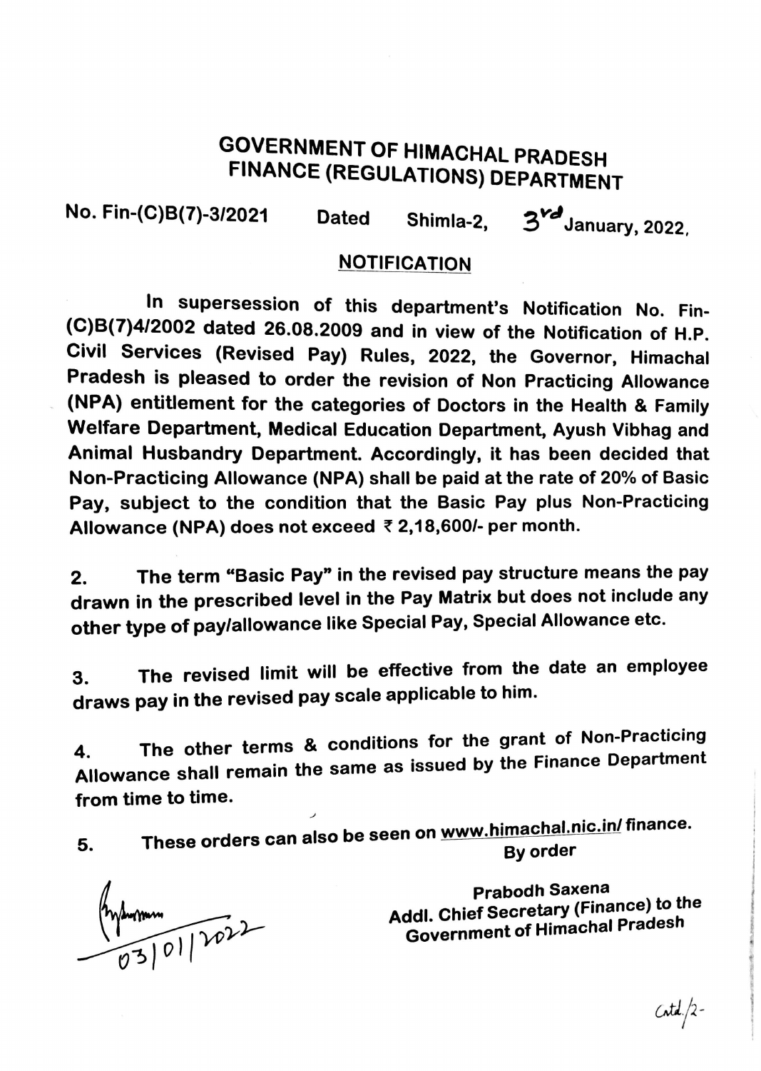# GOVERNMENT OF HIMACHAL PRADESH
# FINANCE (REGULATIONS) DEPARTMENT

No. Fin-(C)B(7)-3/2021 Dated Shimla-2, 3rd January, 2022.

## NOTIFICATION

In supersession of this department's Notification No. Fin-(C)B(7)4/2002 dated 26.08.2009 and in view of the Notification of H.P. Civil Services (Revised Pay) Rules, 2022, the Governor, Himachal Pradesh is pleased to order the revision of Non Practicing Allowance (NPA) entitlement for the categories of Doctors in the Health & Family Welfare Department, Medical Education Department, Ayush Vibhag and Animal Husbandry Department. Accordingly, it has been decided that Non-Practicing Allowance (NPA) shall be paid at the rate of 20% of Basic Pay, subject to the condition that the Basic Pay plus Non-Practicing Allowance (NPA) does not exceed ₹ 2,18,600/- per month.

2. The term "Basic Pay" in the revised pay structure means the pay drawn in the prescribed level in the Pay Matrix but does not include any other type of pay/allowance like Special Pay, Special Allowance etc.

3. The revised limit will be effective from the date an employee draws pay in the revised pay scale applicable to him.

4. The other terms & conditions for the grant of Non-Practicing Allowance shall remain the same as issued by the Finance Department from time to time.

5. These orders can also be seen on www.himachal.nic.in/ finance.

By order

03/01/2022

Prabodh Saxena
Addl. Chief Secretary (Finance) to the
Government of Himachal Pradesh

Contd./2-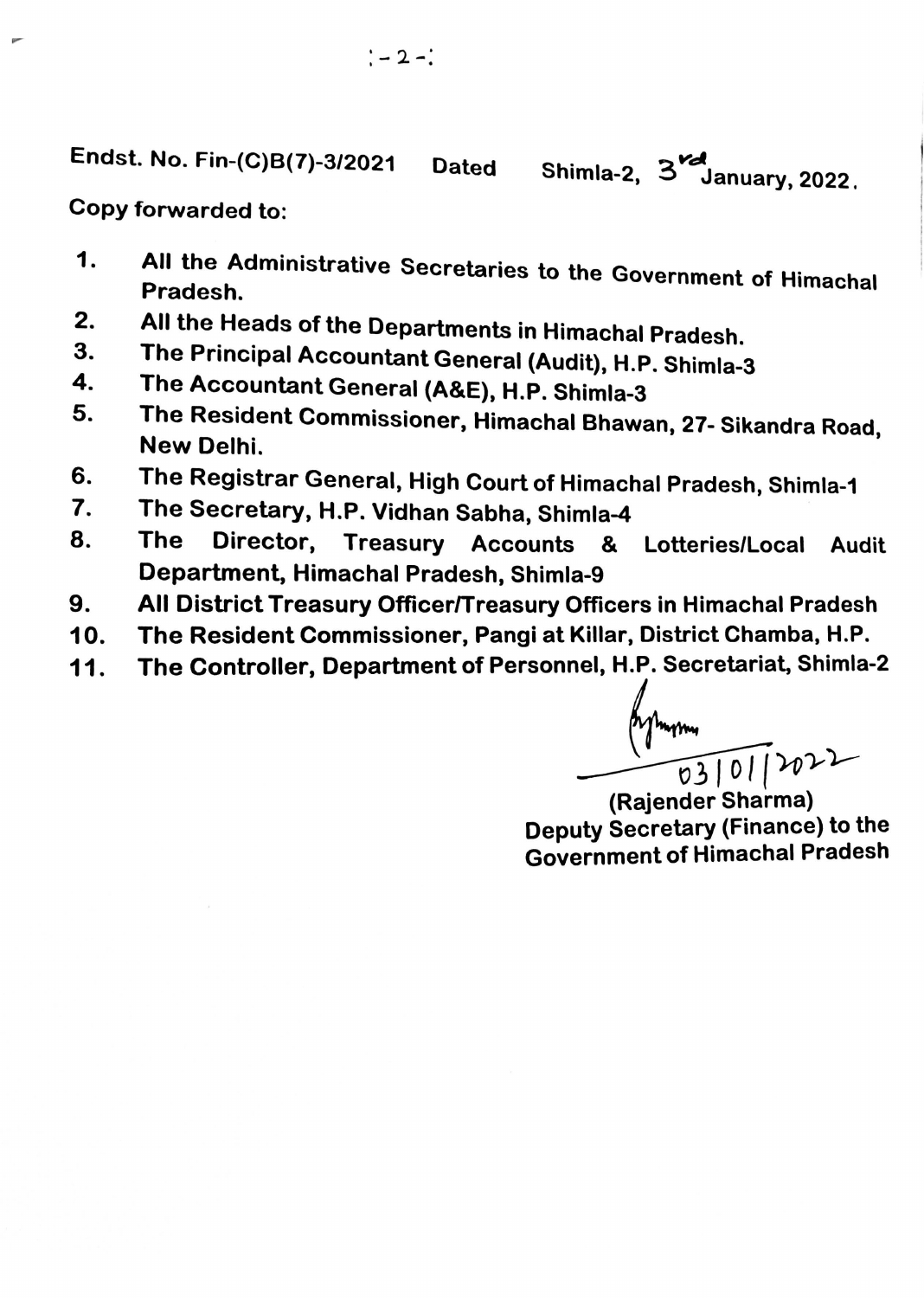Endst. No. Fin-(C)B(7)-3/2021 Dated Shimla-2, 3rd January, 2022.

Copy forwarded to:

1. All the Administrative Secretaries to the Government of Himachal Pradesh.
2. All the Heads of the Departments in Himachal Pradesh.
3. The Principal Accountant General (Audit), H.P. Shimla-3
4. The Accountant General (A&E), H.P. Shimla-3
5. The Resident Commissioner, Himachal Bhawan, 27- Sikandra Road, New Delhi.
6. The Registrar General, High Court of Himachal Pradesh, Shimla-1
7. The Secretary, H.P. Vidhan Sabha, Shimla-4
8. The Director, Treasury Accounts & Lotteries/Local Audit Department, Himachal Pradesh, Shimla-9
9. All District Treasury Officer/Treasury Officers in Himachal Pradesh
10. The Resident Commissioner, Pangi at Killar, District Chamba, H.P.
11. The Controller, Department of Personnel, H.P. Secretariat, Shimla-2

03/01/2022

(Rajender Sharma)
Deputy Secretary (Finance) to the
Government of Himachal Pradesh